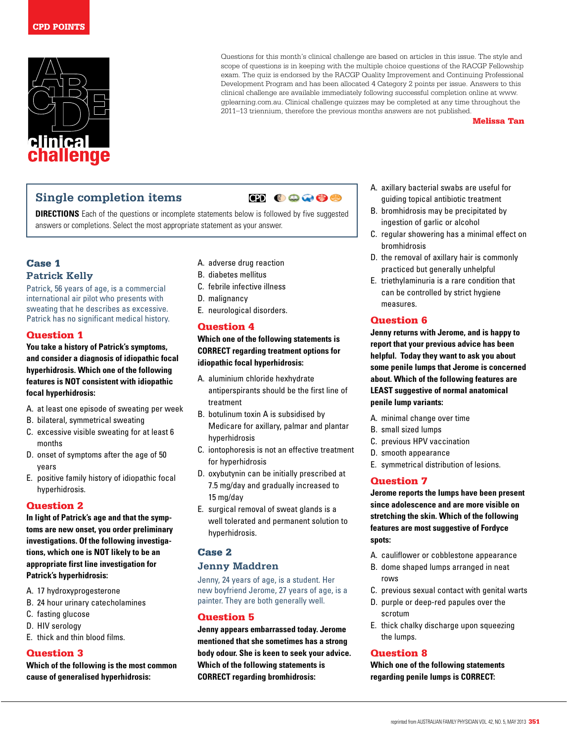CPD POINTS

# clinical challenge

Questions for this month's clinical challenge are based on articles in this issue. The style and scope of questions is in keeping with the multiple choice questions of the RACGP Fellowship exam. The quiz is endorsed by the RACGP Quality Improvement and Continuing Professional Development Program and has been allocated 4 Category 2 points per issue. Answers to this clinical challenge are available immediately following successful completion online at www.gplearning.com.au. Clinical challenge quizzes may be completed at any time throughout the 2011–13 triennium, therefore the previous months answers are not published.

**Melissa Tan**

## Single completion items

**DIRECTIONS** Each of the questions or incomplete statements below is followed by five suggested answers or completions. Select the most appropriate statement as your answer.

## Case 1
## Patrick Kelly

Patrick, 56 years of age, is a commercial international air pilot who presents with sweating that he describes as excessive. Patrick has no significant medical history.

### Question 1

**You take a history of Patrick's symptoms, and consider a diagnosis of idiopathic focal hyperhidrosis. Which one of the following features is NOT consistent with idiopathic focal hyperhidrosis:**

A. at least one episode of sweating per week
B. bilateral, symmetrical sweating
C. excessive visible sweating for at least 6 months
D. onset of symptoms after the age of 50 years
E. positive family history of idiopathic focal hyperhidrosis.

### Question 2

**In light of Patrick's age and that the symptoms are new onset, you order preliminary investigations. Of the following investigations, which one is NOT likely to be an appropriate first line investigation for Patrick's hyperhidrosis:**

A. 17 hydroxyprogesterone
B. 24 hour urinary catecholamines
C. fasting glucose
D. HIV serology
E. thick and thin blood films.

### Question 3

**Which of the following is the most common cause of generalised hyperhidrosis:**

A. adverse drug reaction
B. diabetes mellitus
C. febrile infective illness
D. malignancy
E. neurological disorders.

### Question 4

**Which one of the following statements is CORRECT regarding treatment options for idiopathic focal hyperhidrosis:**

A. aluminium chloride hexhydrate antiperspirants should be the first line of treatment
B. botulinum toxin A is subsidised by Medicare for axillary, palmar and plantar hyperhidrosis
C. iontophoresis is not an effective treatment for hyperhidrosis
D. oxybutynin can be initially prescribed at 7.5 mg/day and gradually increased to 15 mg/day
E. surgical removal of sweat glands is a well tolerated and permanent solution to hyperhidrosis.

## Case 2
## Jenny Maddren

Jenny, 24 years of age, is a student. Her new boyfriend Jerome, 27 years of age, is a painter. They are both generally well.

### Question 5

**Jenny appears embarrassed today. Jerome mentioned that she sometimes has a strong body odour. She is keen to seek your advice. Which of the following statements is CORRECT regarding bromhidrosis:**

A. axillary bacterial swabs are useful for guiding topical antibiotic treatment
B. bromhidrosis may be precipitated by ingestion of garlic or alcohol
C. regular showering has a minimal effect on bromhidrosis
D. the removal of axillary hair is commonly practiced but generally unhelpful
E. triethylaminuria is a rare condition that can be controlled by strict hygiene measures.

### Question 6

**Jenny returns with Jerome, and is happy to report that your previous advice has been helpful. Today they want to ask you about some penile lumps that Jerome is concerned about. Which of the following features are LEAST suggestive of normal anatomical penile lump variants:**

A. minimal change over time
B. small sized lumps
C. previous HPV vaccination
D. smooth appearance
E. symmetrical distribution of lesions.

### Question 7

**Jerome reports the lumps have been present since adolescence and are more visible on stretching the skin. Which of the following features are most suggestive of Fordyce spots:**

A. cauliflower or cobblestone appearance
B. dome shaped lumps arranged in neat rows
C. previous sexual contact with genital warts
D. purple or deep-red papules over the scrotum
E. thick chalky discharge upon squeezing the lumps.

### Question 8

**Which one of the following statements regarding penile lumps is CORRECT:**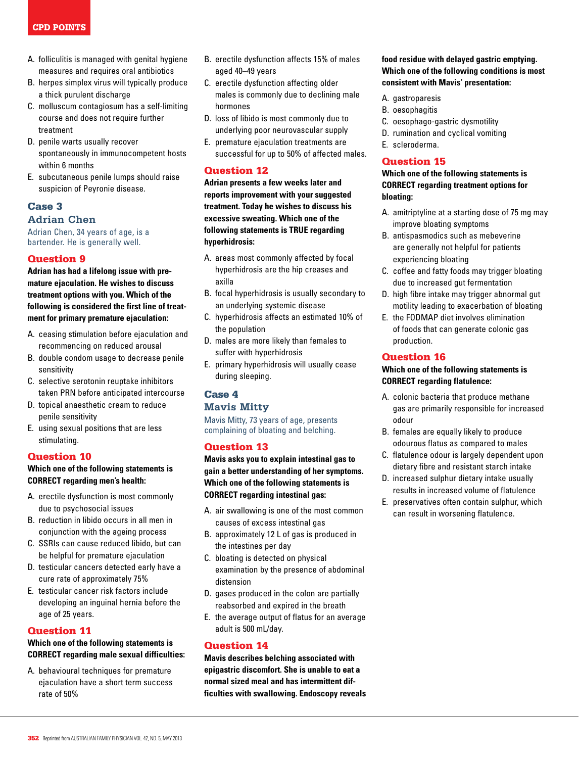A. folliculitis is managed with genital hygiene measures and requires oral antibiotics
B. herpes simplex virus will typically produce a thick purulent discharge
C. molluscum contagiosum has a self-limiting course and does not require further treatment
D. penile warts usually recover spontaneously in immunocompetent hosts within 6 months
E. subcutaneous penile lumps should raise suspicion of Peyronie disease.

## Case 3

## Adrian Chen

Adrian Chen, 34 years of age, is a bartender. He is generally well.

### Question 9

**Adrian has had a lifelong issue with premature ejaculation. He wishes to discuss treatment options with you. Which of the following is considered the first line of treatment for primary premature ejaculation:**

A. ceasing stimulation before ejaculation and recommencing on reduced arousal
B. double condom usage to decrease penile sensitivity
C. selective serotonin reuptake inhibitors taken PRN before anticipated intercourse
D. topical anaesthetic cream to reduce penile sensitivity
E. using sexual positions that are less stimulating.

### Question 10

**Which one of the following statements is CORRECT regarding men's health:**

A. erectile dysfunction is most commonly due to psychosocial issues
B. reduction in libido occurs in all men in conjunction with the ageing process
C. SSRIs can cause reduced libido, but can be helpful for premature ejaculation
D. testicular cancers detected early have a cure rate of approximately 75%
E. testicular cancer risk factors include developing an inguinal hernia before the age of 25 years.

### Question 11

**Which one of the following statements is CORRECT regarding male sexual difficulties:**

A. behavioural techniques for premature ejaculation have a short term success rate of 50%
B. erectile dysfunction affects 15% of males aged 40–49 years
C. erectile dysfunction affecting older males is commonly due to declining male hormones
D. loss of libido is most commonly due to underlying poor neurovascular supply
E. premature ejaculation treatments are successful for up to 50% of affected males.

### Question 12

**Adrian presents a few weeks later and reports improvement with your suggested treatment. Today he wishes to discuss his excessive sweating. Which one of the following statements is TRUE regarding hyperhidrosis:**

A. areas most commonly affected by focal hyperhidrosis are the hip creases and axilla
B. focal hyperhidrosis is usually secondary to an underlying systemic disease
C. hyperhidrosis affects an estimated 10% of the population
D. males are more likely than females to suffer with hyperhidrosis
E. primary hyperhidrosis will usually cease during sleeping.

## Case 4

## Mavis Mitty

Mavis Mitty, 73 years of age, presents complaining of bloating and belching.

### Question 13

**Mavis asks you to explain intestinal gas to gain a better understanding of her symptoms. Which one of the following statements is CORRECT regarding intestinal gas:**

A. air swallowing is one of the most common causes of excess intestinal gas
B. approximately 12 L of gas is produced in the intestines per day
C. bloating is detected on physical examination by the presence of abdominal distension
D. gases produced in the colon are partially reabsorbed and expired in the breath
E. the average output of flatus for an average adult is 500 mL/day.

### Question 14

**Mavis describes belching associated with epigastric discomfort. She is unable to eat a normal sized meal and has intermittent difficulties with swallowing. Endoscopy reveals food residue with delayed gastric emptying. Which one of the following conditions is most consistent with Mavis' presentation:**

A. gastroparesis
B. oesophagitis
C. oesophago-gastric dysmotility
D. rumination and cyclical vomiting
E. scleroderma.

### Question 15

**Which one of the following statements is CORRECT regarding treatment options for bloating:**

A. amitriptyline at a starting dose of 75 mg may improve bloating symptoms
B. antispasmodics such as mebeverine are generally not helpful for patients experiencing bloating
C. coffee and fatty foods may trigger bloating due to increased gut fermentation
D. high fibre intake may trigger abnormal gut motility leading to exacerbation of bloating
E. the FODMAP diet involves elimination of foods that can generate colonic gas production.

### Question 16

**Which one of the following statements is CORRECT regarding flatulence:**

A. colonic bacteria that produce methane gas are primarily responsible for increased odour
B. females are equally likely to produce odourous flatus as compared to males
C. flatulence odour is largely dependent upon dietary fibre and resistant starch intake
D. increased sulphur dietary intake usually results in increased volume of flatulence
E. preservatives often contain sulphur, which can result in worsening flatulence.